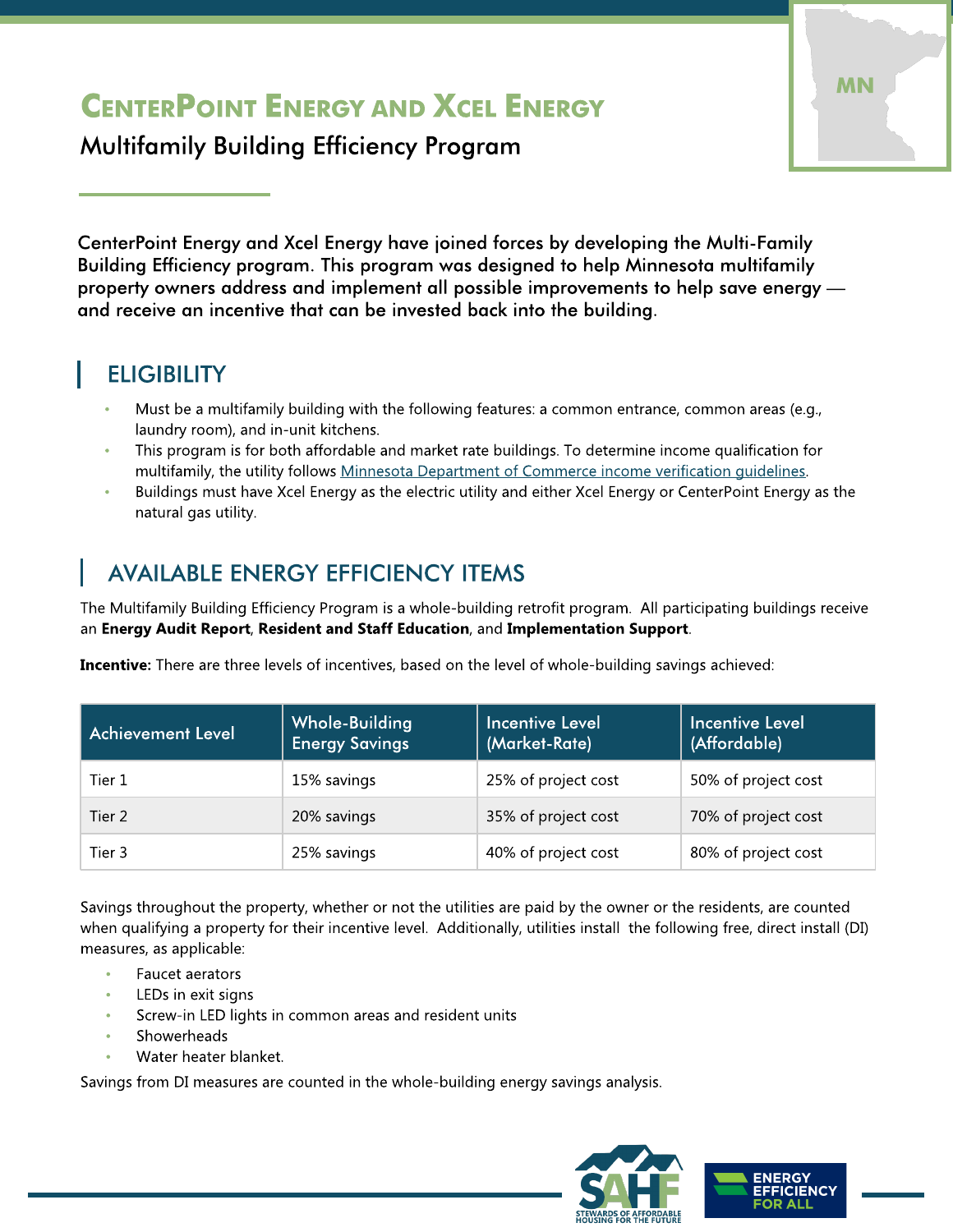# CenterPoint Energy and Xcel Energy

## Multifamily Building Efficiency Program

CenterPoint Energy and Xcel Energy have joined forces by developing the Multi-Family Building Efficiency program. This program was designed to help Minnesota multifamily property owners address and implement all possible improvements to help save energy — and receive an incentive that can be invested back into the building.

## ELIGIBILITY

- Must be a multifamily building with the following features: a common entrance, common areas (e.g., laundry room), and in-unit kitchens.
- This program is for both affordable and market rate buildings. To determine income qualification for multifamily, the utility follows Minnesota Department of Commerce income verification guidelines.
- Buildings must have Xcel Energy as the electric utility and either Xcel Energy or CenterPoint Energy as the natural gas utility.

## AVAILABLE ENERGY EFFICIENCY ITEMS

The Multifamily Building Efficiency Program is a whole-building retrofit program. All participating buildings receive an **Energy Audit Report**, **Resident and Staff Education**, and **Implementation Support**.

**Incentive:** There are three levels of incentives, based on the level of whole-building savings achieved:

| Achievement Level | Whole-Building Energy Savings | Incentive Level (Market-Rate) | Incentive Level (Affordable) |
|---|---|---|---|
| Tier 1 | 15% savings | 25% of project cost | 50% of project cost |
| Tier 2 | 20% savings | 35% of project cost | 70% of project cost |
| Tier 3 | 25% savings | 40% of project cost | 80% of project cost |

Savings throughout the property, whether or not the utilities are paid by the owner or the residents, are counted when qualifying a property for their incentive level. Additionally, utilities install the following free, direct install (DI) measures, as applicable:

- Faucet aerators
- LEDs in exit signs
- Screw-in LED lights in common areas and resident units
- Showerheads
- Water heater blanket.

Savings from DI measures are counted in the whole-building energy savings analysis.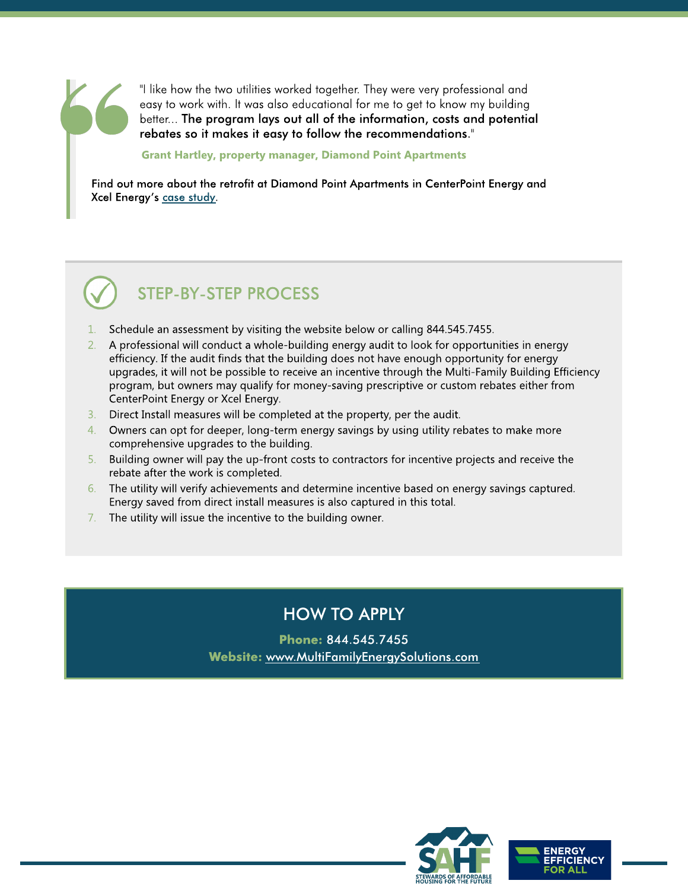> "I like how the two utilities worked together. They were very professional and easy to work with. It was also educational for me to get to know my building better... **The program lays out all of the information, costs and potential rebates so it makes it easy to follow the recommendations.**"
>
> **Grant Hartley, property manager, Diamond Point Apartments**

Find out more about the retrofit at Diamond Point Apartments in CenterPoint Energy and Xcel Energy's case study.

## STEP-BY-STEP PROCESS

1. Schedule an assessment by visiting the website below or calling 844.545.7455.
2. A professional will conduct a whole-building energy audit to look for opportunities in energy efficiency. If the audit finds that the building does not have enough opportunity for energy upgrades, it will not be possible to receive an incentive through the Multi-Family Building Efficiency program, but owners may qualify for money-saving prescriptive or custom rebates either from CenterPoint Energy or Xcel Energy.
3. Direct Install measures will be completed at the property, per the audit.
4. Owners can opt for deeper, long-term energy savings by using utility rebates to make more comprehensive upgrades to the building.
5. Building owner will pay the up-front costs to contractors for incentive projects and receive the rebate after the work is completed.
6. The utility will verify achievements and determine incentive based on energy savings captured. Energy saved from direct install measures is also captured in this total.
7. The utility will issue the incentive to the building owner.

## HOW TO APPLY

**Phone:** 844.545.7455
**Website:** www.MultiFamilyEnergySolutions.com

SAHF STEWARDS OF AFFORDABLE HOUSING FOR THE FUTURE

ENERGY EFFICIENCY FOR ALL